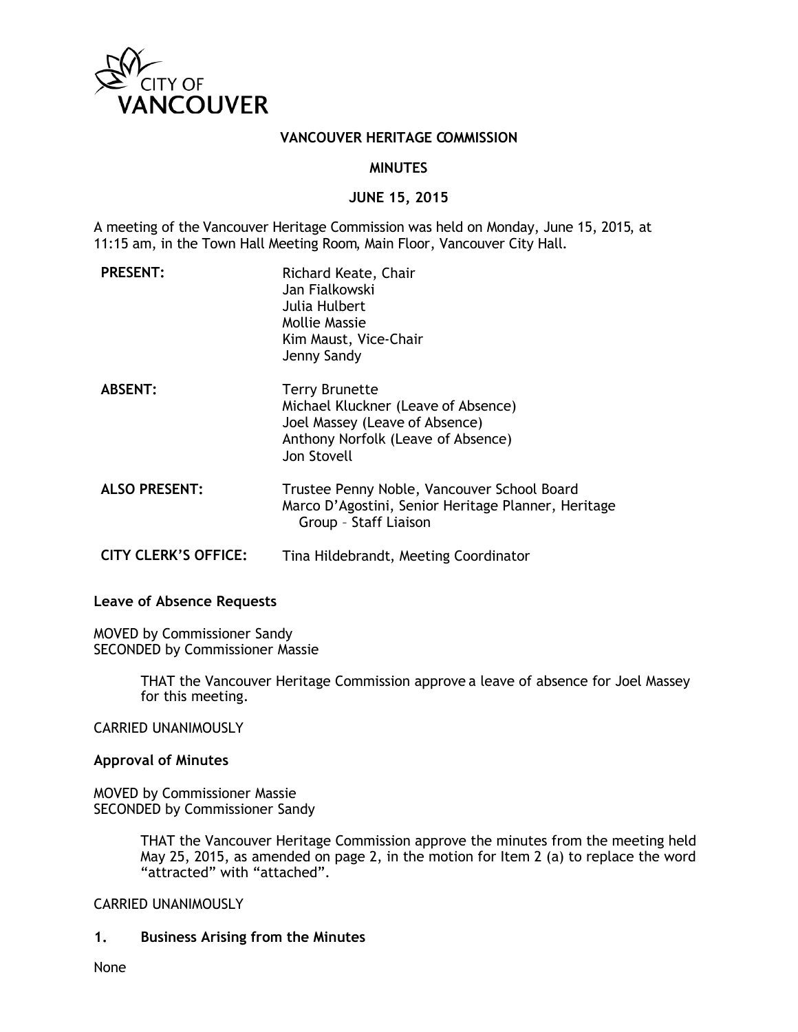CITY OF VANCOUVER

# VANCOUVER HERITAGE COMMISSION

## MINUTES

## JUNE 15, 2015

A meeting of the Vancouver Heritage Commission was held on Monday, June 15, 2015, at 11:15 am, in the Town Hall Meeting Room, Main Floor, Vancouver City Hall.

| | |
|---|---|
| **PRESENT:** | Richard Keate, Chair<br>Jan Fialkowski<br>Julia Hulbert<br>Mollie Massie<br>Kim Maust, Vice-Chair<br>Jenny Sandy |
| **ABSENT:** | Terry Brunette<br>Michael Kluckner (Leave of Absence)<br>Joel Massey (Leave of Absence)<br>Anthony Norfolk (Leave of Absence)<br>Jon Stovell |
| **ALSO PRESENT:** | Trustee Penny Noble, Vancouver School Board<br>Marco D'Agostini, Senior Heritage Planner, Heritage Group – Staff Liaison |
| **CITY CLERK'S OFFICE:** | Tina Hildebrandt, Meeting Coordinator |

**Leave of Absence Requests**

MOVED by Commissioner Sandy
SECONDED by Commissioner Massie

> THAT the Vancouver Heritage Commission approve a leave of absence for Joel Massey for this meeting.

CARRIED UNANIMOUSLY

**Approval of Minutes**

MOVED by Commissioner Massie
SECONDED by Commissioner Sandy

> THAT the Vancouver Heritage Commission approve the minutes from the meeting held May 25, 2015, as amended on page 2, in the motion for Item 2 (a) to replace the word "attracted" with "attached".

CARRIED UNANIMOUSLY

**1. Business Arising from the Minutes**

None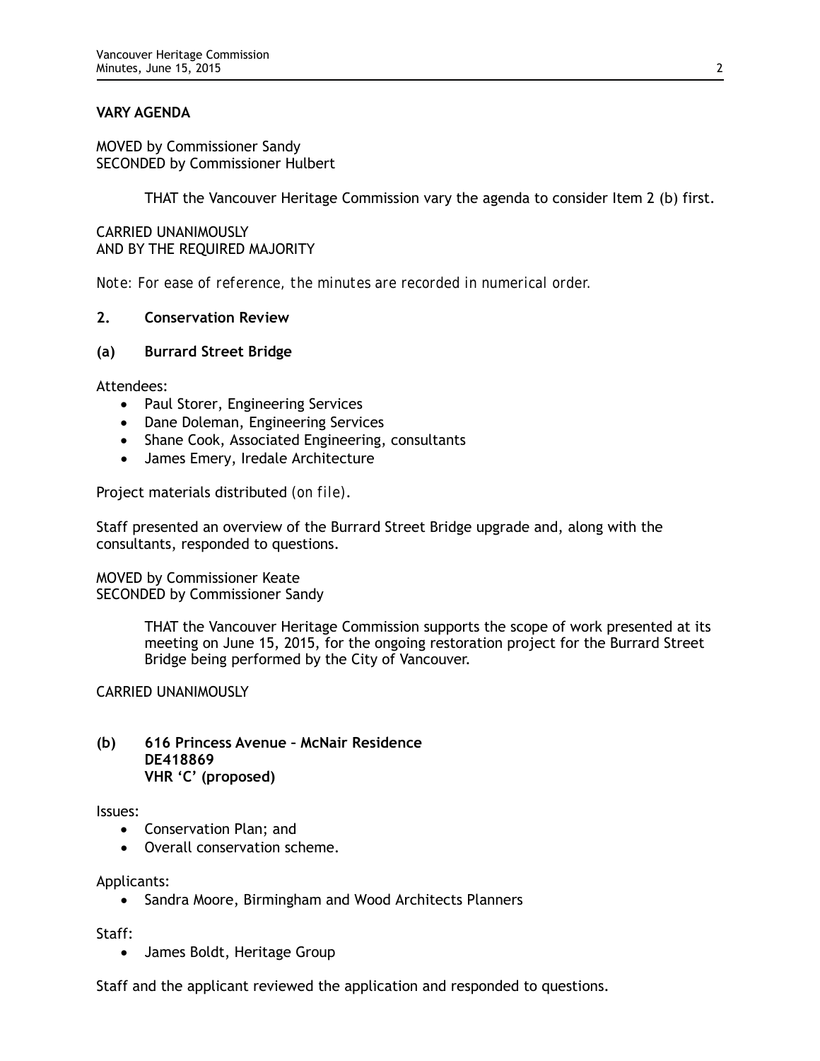**VARY AGENDA**

MOVED by Commissioner Sandy
SECONDED by Commissioner Hulbert

> THAT the Vancouver Heritage Commission vary the agenda to consider Item 2 (b) first.

CARRIED UNANIMOUSLY
AND BY THE REQUIRED MAJORITY

*Note: For ease of reference, the minutes are recorded in numerical order.*

**2. Conservation Review**

**(a) Burrard Street Bridge**

Attendees:

- Paul Storer, Engineering Services
- Dane Doleman, Engineering Services
- Shane Cook, Associated Engineering, consultants
- James Emery, Iredale Architecture

Project materials distributed *(on file)*.

Staff presented an overview of the Burrard Street Bridge upgrade and, along with the consultants, responded to questions.

MOVED by Commissioner Keate
SECONDED by Commissioner Sandy

> THAT the Vancouver Heritage Commission supports the scope of work presented at its meeting on June 15, 2015, for the ongoing restoration project for the Burrard Street Bridge being performed by the City of Vancouver.

CARRIED UNANIMOUSLY

**(b) 616 Princess Avenue – McNair Residence**
**DE418869**
**VHR 'C' (proposed)**

Issues:

- Conservation Plan; and
- Overall conservation scheme.

Applicants:

- Sandra Moore, Birmingham and Wood Architects Planners

Staff:

- James Boldt, Heritage Group

Staff and the applicant reviewed the application and responded to questions.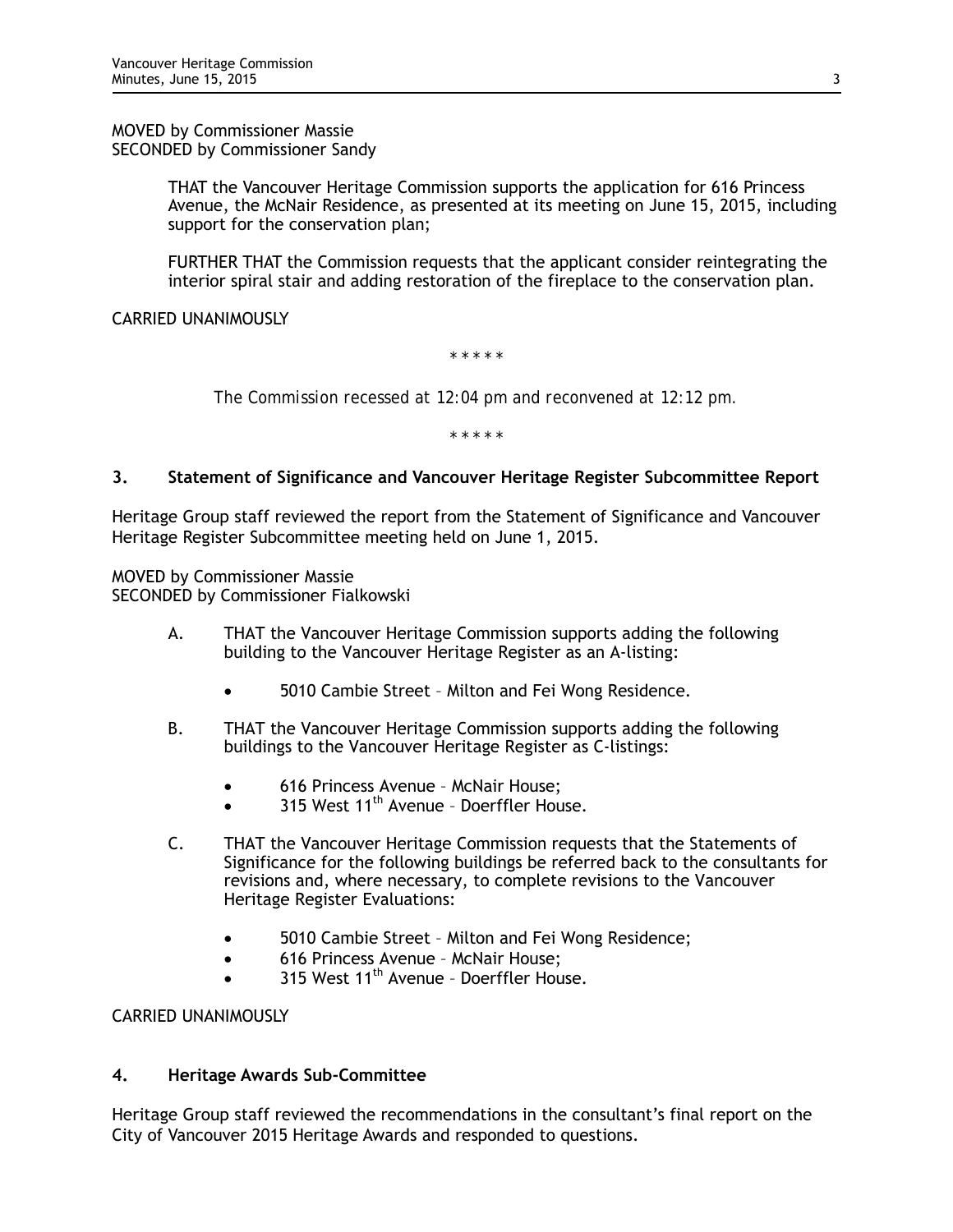MOVED by Commissioner Massie
SECONDED by Commissioner Sandy

> THAT the Vancouver Heritage Commission supports the application for 616 Princess Avenue, the McNair Residence, as presented at its meeting on June 15, 2015, including support for the conservation plan;
>
> FURTHER THAT the Commission requests that the applicant consider reintegrating the interior spiral stair and adding restoration of the fireplace to the conservation plan.

CARRIED UNANIMOUSLY

\* \* \* \* \*

*The Commission recessed at 12:04 pm and reconvened at 12:12 pm.*

\* \* \* \* \*

### 3. Statement of Significance and Vancouver Heritage Register Subcommittee Report

Heritage Group staff reviewed the report from the Statement of Significance and Vancouver Heritage Register Subcommittee meeting held on June 1, 2015.

MOVED by Commissioner Massie
SECONDED by Commissioner Fialkowski

A. THAT the Vancouver Heritage Commission supports adding the following building to the Vancouver Heritage Register as an A-listing:

- 5010 Cambie Street – Milton and Fei Wong Residence.

B. THAT the Vancouver Heritage Commission supports adding the following buildings to the Vancouver Heritage Register as C-listings:

- 616 Princess Avenue – McNair House;
- 315 West 11th Avenue – Doerffler House.

C. THAT the Vancouver Heritage Commission requests that the Statements of Significance for the following buildings be referred back to the consultants for revisions and, where necessary, to complete revisions to the Vancouver Heritage Register Evaluations:

- 5010 Cambie Street – Milton and Fei Wong Residence;
- 616 Princess Avenue – McNair House;
- 315 West 11th Avenue – Doerffler House.

CARRIED UNANIMOUSLY

### 4. Heritage Awards Sub-Committee

Heritage Group staff reviewed the recommendations in the consultant's final report on the City of Vancouver 2015 Heritage Awards and responded to questions.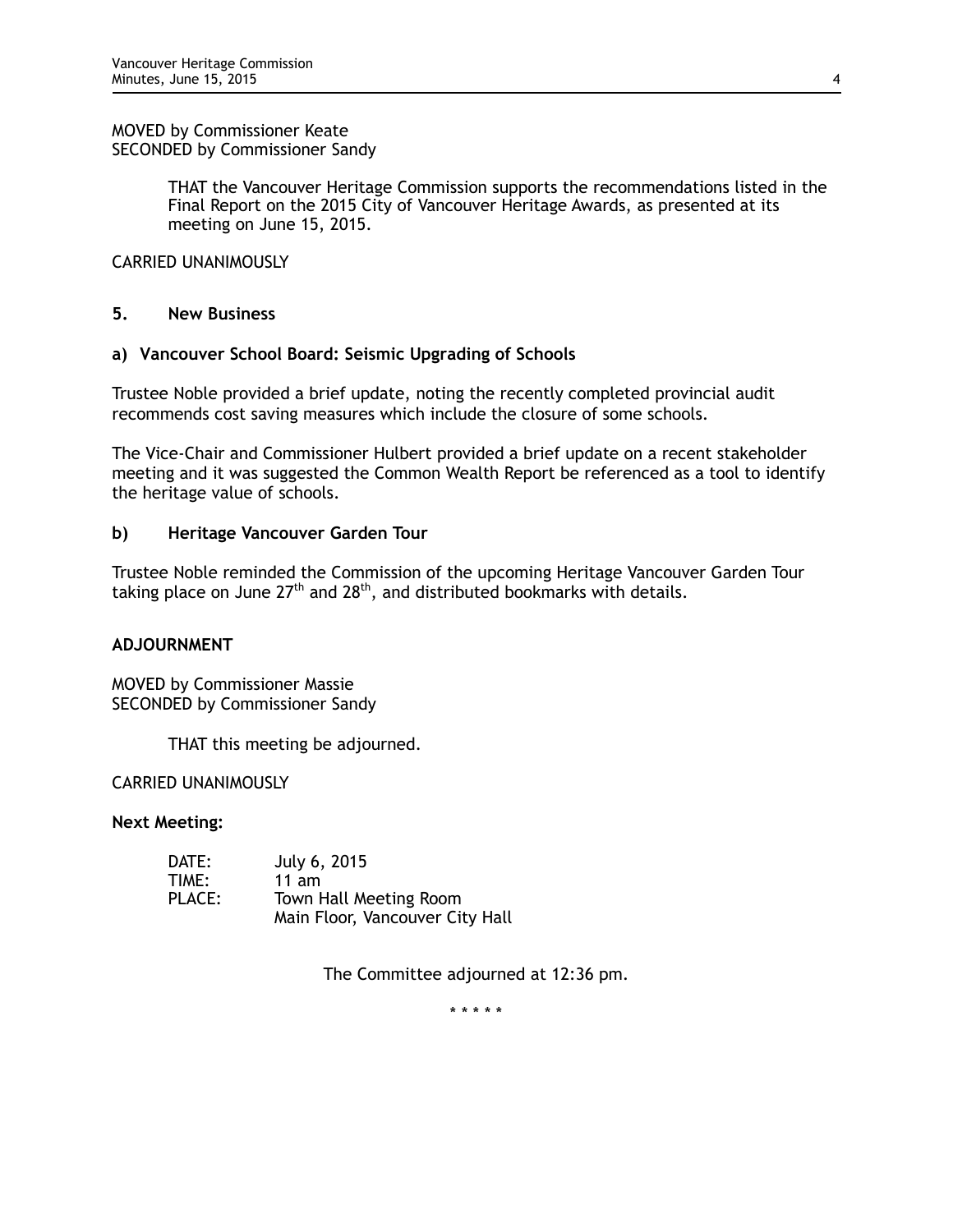MOVED by Commissioner Keate
SECONDED by Commissioner Sandy

> THAT the Vancouver Heritage Commission supports the recommendations listed in the Final Report on the 2015 City of Vancouver Heritage Awards, as presented at its meeting on June 15, 2015.

CARRIED UNANIMOUSLY

## 5. New Business

### a) Vancouver School Board: Seismic Upgrading of Schools

Trustee Noble provided a brief update, noting the recently completed provincial audit recommends cost saving measures which include the closure of some schools.

The Vice-Chair and Commissioner Hulbert provided a brief update on a recent stakeholder meeting and it was suggested the Common Wealth Report be referenced as a tool to identify the heritage value of schools.

### b) Heritage Vancouver Garden Tour

Trustee Noble reminded the Commission of the upcoming Heritage Vancouver Garden Tour taking place on June 27th and 28th, and distributed bookmarks with details.

## ADJOURNMENT

MOVED by Commissioner Massie
SECONDED by Commissioner Sandy

> THAT this meeting be adjourned.

CARRIED UNANIMOUSLY

**Next Meeting:**

| | |
|---|---|
| DATE: | July 6, 2015 |
| TIME: | 11 am |
| PLACE: | Town Hall Meeting Room<br>Main Floor, Vancouver City Hall |

The Committee adjourned at 12:36 pm.

\* \* \* \* \*